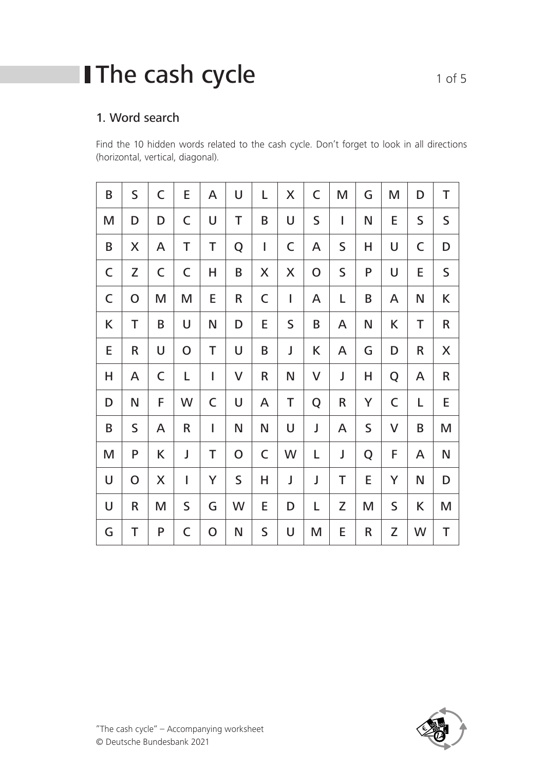# The cash cycle

## 1. Word search

Find the 10 hidden words related to the cash cycle. Don't forget to look in all directions (horizontal, vertical, diagonal).

| B | S | C | E | A | U | L | X | C | M | G | M | D | T |
|---|---|---|---|---|---|---|---|---|---|---|---|---|---|
| M | D | D | C | U | T | B | U | S | I | N | E | S | S |
| B | X | A | T | T | Q | I | C | A | S | H | U | C | D |
| C | Z | C | C | H | B | X | X | O | S | P | U | E | S |
| C | O | M | M | E | R | C | I | A | L | B | A | N | K |
| K | T | B | U | N | D | E | S | B | A | N | K | T | R |
| E | R | U | O | T | U | B | J | K | A | G | D | R | X |
| H | A | C | L | I | V | R | N | V | J | H | Q | A | R |
| D | N | F | W | C | U | A | T | Q | R | Y | C | L | E |
| B | S | A | R | I | N | N | U | J | A | S | V | B | M |
| M | P | K | J | T | O | C | W | L | J | Q | F | A | N |
| U | O | X | I | Y | S | H | J | J | T | E | Y | N | D |
| U | R | M | S | G | W | E | D | L | Z | M | S | K | M |
| G | T | P | C | O | N | S | U | M | E | R | Z | W | T |

"The cash cycle" – Accompanying worksheet
© Deutsche Bundesbank 2021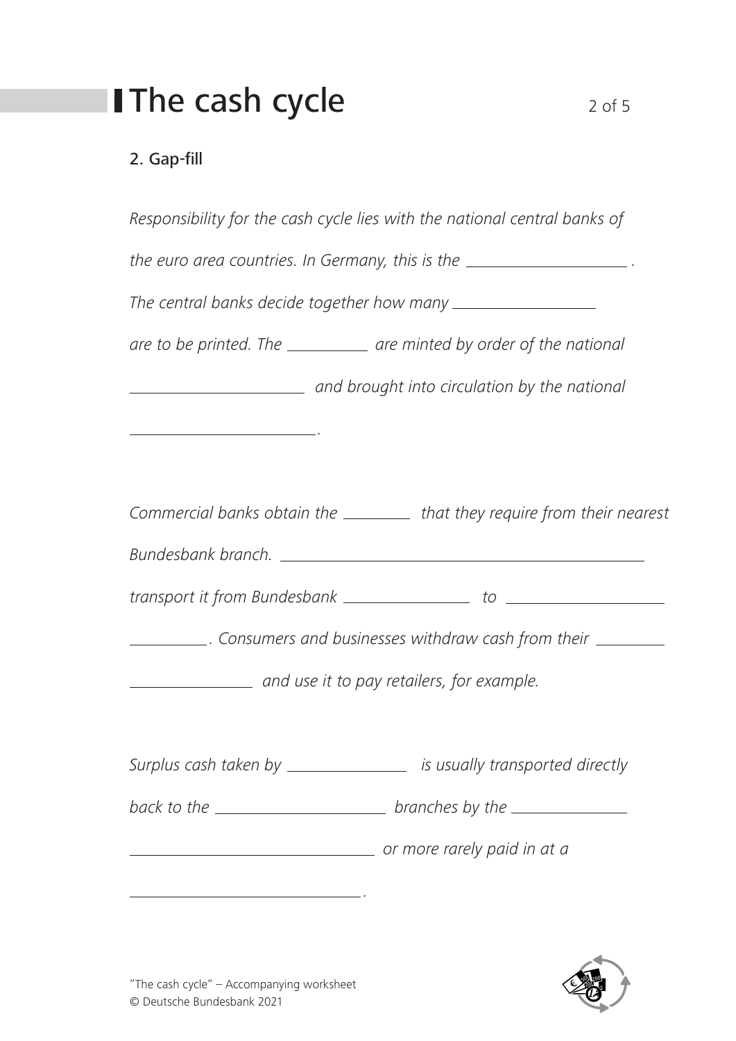# The cash cycle

## 2. Gap-fill

*Responsibility for the cash cycle lies with the national central banks of the euro area countries. In Germany, this is the ____________________ .*

*The central banks decide together how many __________________ are to be printed. The __________ are minted by order of the national ______________________ and brought into circulation by the national ________________________.*

*Commercial banks obtain the ________ that they require from their nearest Bundesbank branch. ______________________________________________ transport it from Bundesbank ________________ to ____________________ __________. Consumers and businesses withdraw cash from their _________ ________________ and use it to pay retailers, for example.*

*Surplus cash taken by _______________ is usually transported directly back to the ______________________ branches by the ______________ ________________________________ or more rarely paid in at a ________________________________.*

"The cash cycle" – Accompanying worksheet
© Deutsche Bundesbank 2021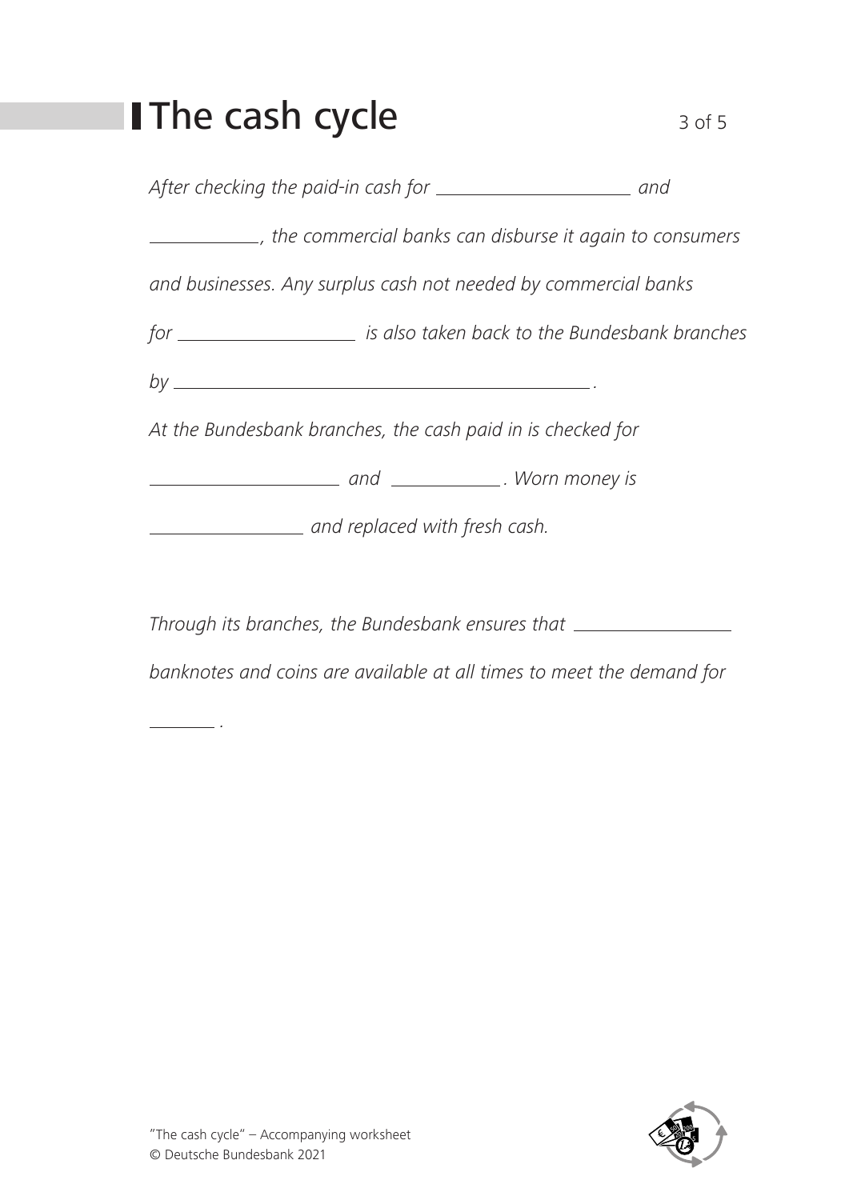# The cash cycle

*After checking the paid-in cash for ____________________ and ___________, the commercial banks can disburse it again to consumers and businesses. Any surplus cash not needed by commercial banks for __________________ is also taken back to the Bundesbank branches by ____________________________________________.*

*At the Bundesbank branches, the cash paid in is checked for ____________________ and ___________. Worn money is ________________ and replaced with fresh cash.*

*Through its branches, the Bundesbank ensures that ________________ banknotes and coins are available at all times to meet the demand for _______ .*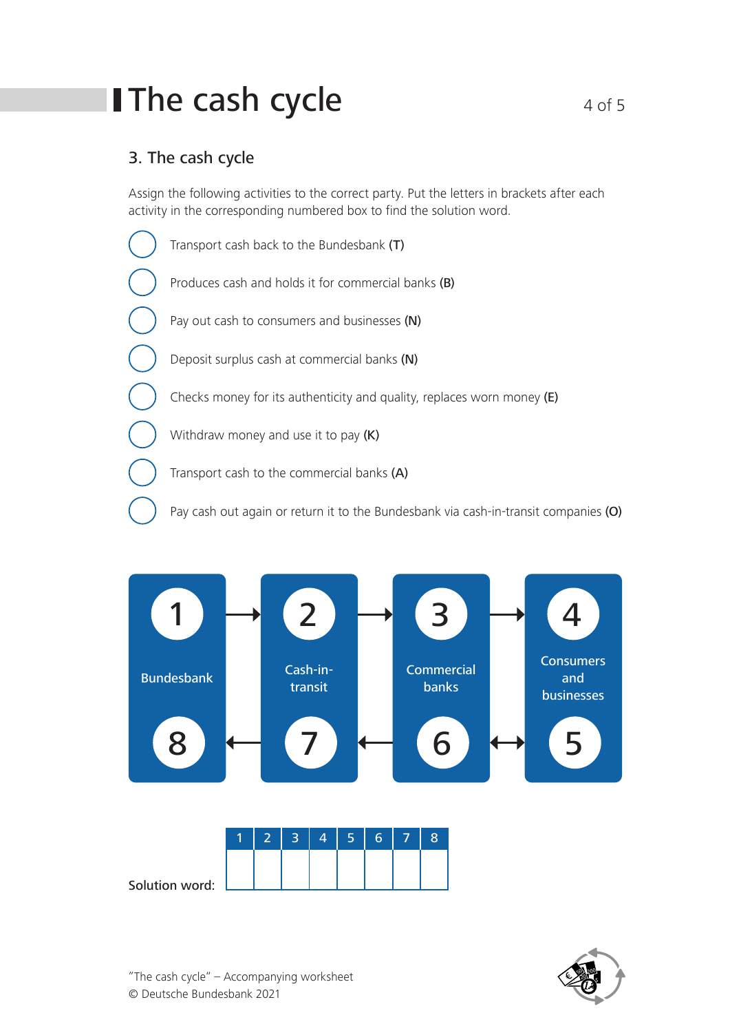# The cash cycle

## 3. The cash cycle

Assign the following activities to the correct party. Put the letters in brackets after each activity in the corresponding numbered box to find the solution word.

- ◯ Transport cash back to the Bundesbank **(T)**
- ◯ Produces cash and holds it for commercial banks **(B)**
- ◯ Pay out cash to consumers and businesses **(N)**
- ◯ Deposit surplus cash at commercial banks **(N)**
- ◯ Checks money for its authenticity and quality, replaces worn money **(E)**
- ◯ Withdraw money and use it to pay **(K)**
- ◯ Transport cash to the commercial banks **(A)**
- ◯ Pay cash out again or return it to the Bundesbank via cash-in-transit companies **(O)**

| Bundesbank | | Cash-in-transit | | Commercial banks | | Consumers and businesses |
|---|---|---|---|---|---|---|
| 1 | → | 2 | → | 3 | → | 4 |
| 8 | ← | 7 | ← | 6 | ↔ | 5 |

Solution word:

| 1 | 2 | 3 | 4 | 5 | 6 | 7 | 8 |
|---|---|---|---|---|---|---|---|
| | | | | | | | |

"The cash cycle" – Accompanying worksheet
© Deutsche Bundesbank 2021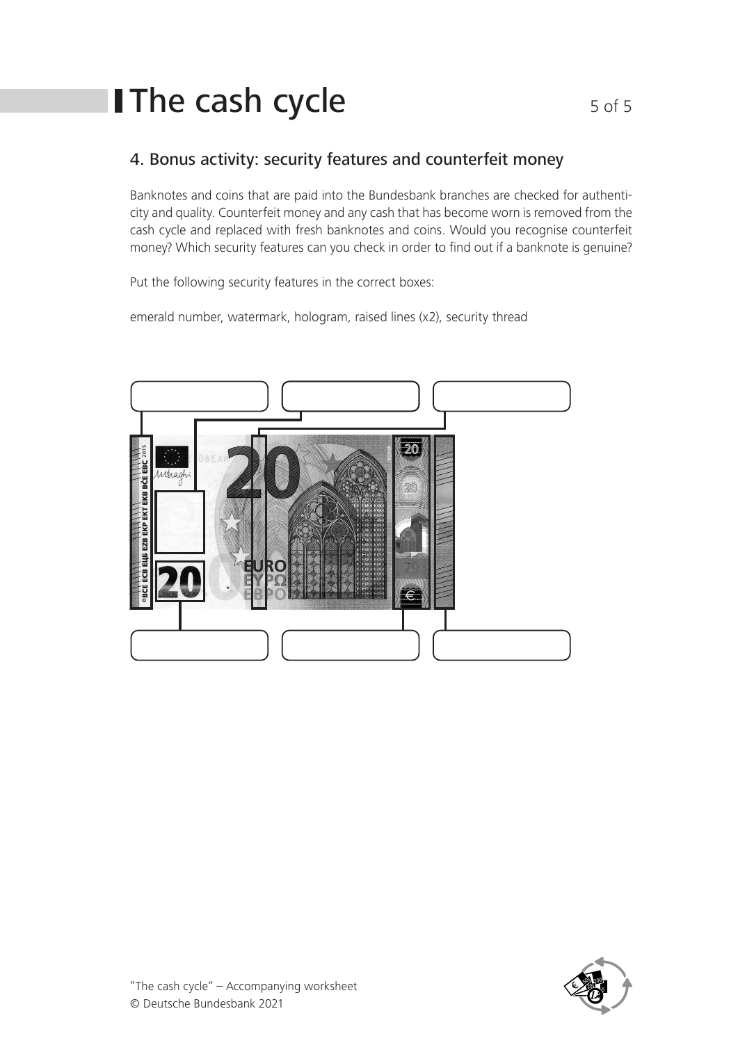# The cash cycle

## 4. Bonus activity: security features and counterfeit money

Banknotes and coins that are paid into the Bundesbank branches are checked for authenticity and quality. Counterfeit money and any cash that has become worn is removed from the cash cycle and replaced with fresh banknotes and coins. Would you recognise counterfeit money? Which security features can you check in order to find out if a banknote is genuine?

Put the following security features in the correct boxes:

emerald number, watermark, hologram, raised lines (x2), security thread

"The cash cycle" – Accompanying worksheet
© Deutsche Bundesbank 2021